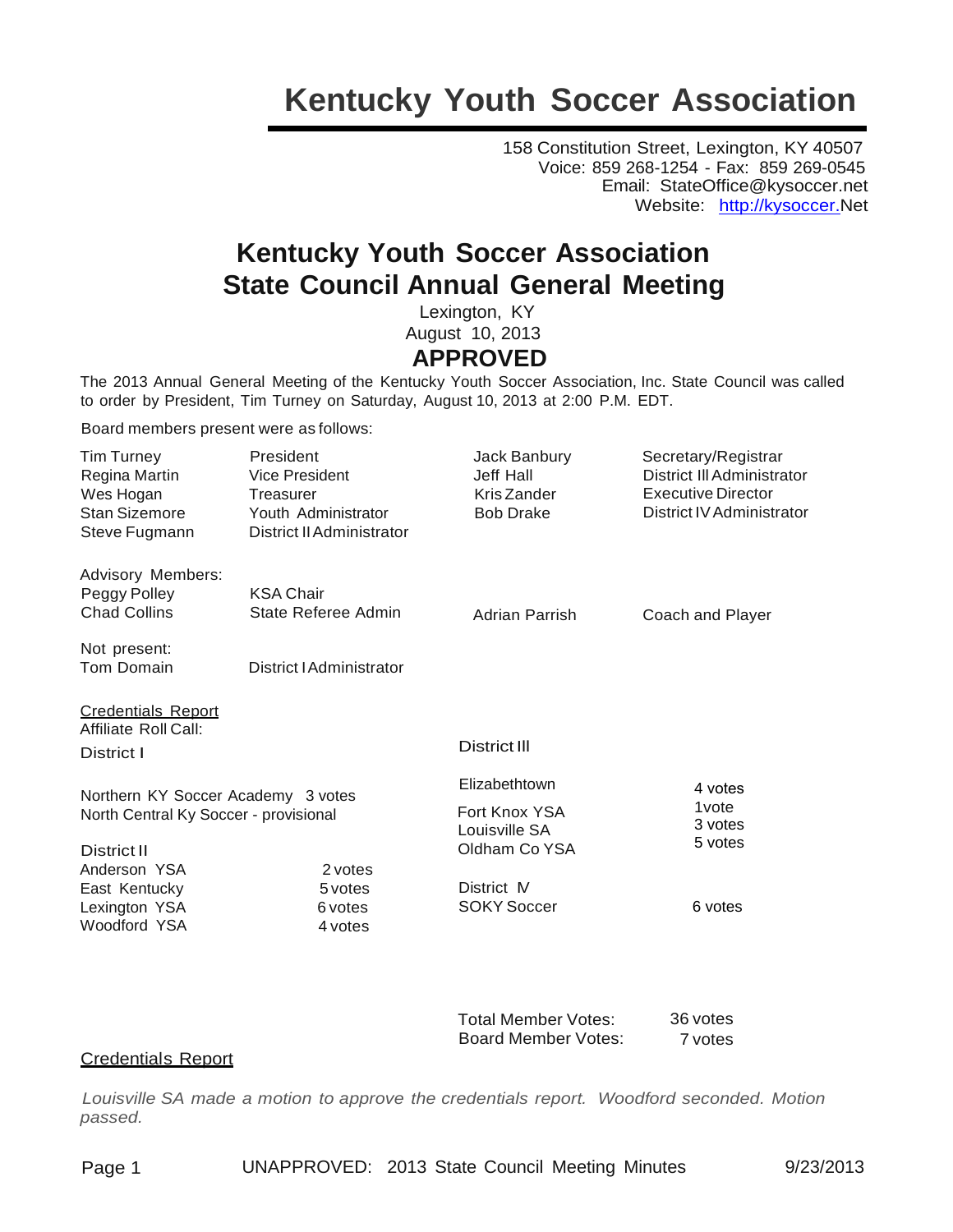# Kentucky Youth Soccer Association

158 Constitution Street, Lexington, KY 40507
Voice: 859 268-1254 - Fax: 859 269-0545
Email: StateOffice@kysoccer.net
Website: http://kysoccer.Net

## Kentucky Youth Soccer Association
## State Council Annual General Meeting

Lexington, KY
August 10, 2013

**APPROVED**

The 2013 Annual General Meeting of the Kentucky Youth Soccer Association, Inc. State Council was called to order by President, Tim Turney on Saturday, August 10, 2013 at 2:00 P.M. EDT.

Board members present were as follows:

| | | | |
|---|---|---|---|
| Tim Turney | President | Jack Banbury | Secretary/Registrar |
| Regina Martin | Vice President | Jeff Hall | District III Administrator |
| Wes Hogan | Treasurer | Kris Zander | Executive Director |
| Stan Sizemore | Youth Administrator | Bob Drake | District IV Administrator |
| Steve Fugmann | District II Administrator | | |

Advisory Members:

| | | | |
|---|---|---|---|
| Peggy Polley | KSA Chair | | |
| Chad Collins | State Referee Admin | Adrian Parrish | Coach and Player |

Not present:

| | |
|---|---|
| Tom Domain | District I Administrator |

<u>Credentials Report</u>

Affiliate Roll Call:

**District I**

| | |
|---|---|
| Northern KY Soccer Academy | 3 votes |
| North Central Ky Soccer - provisional | |

**District II**

| | |
|---|---|
| Anderson YSA | 2 votes |
| East Kentucky | 5 votes |
| Lexington YSA | 6 votes |
| Woodford YSA | 4 votes |

**District III**

| | |
|---|---|
| Elizabethtown | 4 votes |
| Fort Knox YSA | 1vote |
| Louisville SA | 3 votes |
| Oldham Co YSA | 5 votes |

**District IV**

| | |
|---|---|
| SOKY Soccer | 6 votes |

| | |
|---|---|
| Total Member Votes: | 36 votes |
| Board Member Votes: | 7 votes |

<u>Credentials Report</u>

*Louisville SA made a motion to approve the credentials report. Woodford seconded. Motion passed.*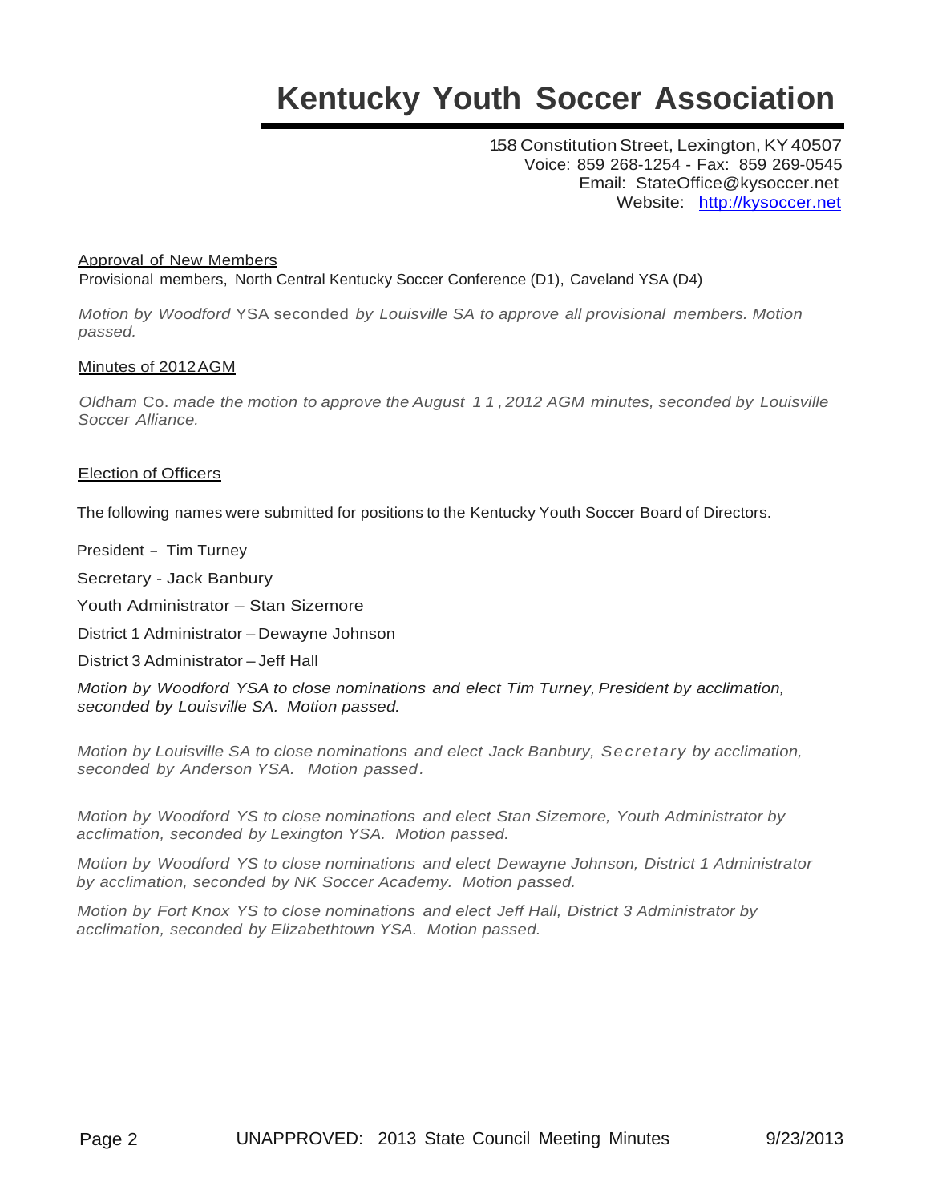# Kentucky Youth Soccer Association

158 Constitution Street, Lexington, KY 40507
Voice: 859 268-1254 - Fax: 859 269-0545
Email: StateOffice@kysoccer.net
Website: [http://kysoccer.net](http://kysoccer.net)

<u>Approval of New Members</u>

Provisional members, North Central Kentucky Soccer Conference (D1), Caveland YSA (D4)

*Motion by Woodford YSA seconded by Louisville SA to approve all provisional members. Motion passed.*

<u>Minutes of 2012 AGM</u>

*Oldham Co. made the motion to approve the August 11, 2012 AGM minutes, seconded by Louisville Soccer Alliance.*

<u>Election of Officers</u>

The following names were submitted for positions to the Kentucky Youth Soccer Board of Directors.

President – Tim Turney

Secretary - Jack Banbury

Youth Administrator – Stan Sizemore

District 1 Administrator – Dewayne Johnson

District 3 Administrator – Jeff Hall

*Motion by Woodford YSA to close nominations and elect Tim Turney, President by acclimation, seconded by Louisville SA. Motion passed.*

*Motion by Louisville SA to close nominations and elect Jack Banbury, Secretary by acclimation, seconded by Anderson YSA. Motion passed.*

*Motion by Woodford YS to close nominations and elect Stan Sizemore, Youth Administrator by acclimation, seconded by Lexington YSA. Motion passed.*

*Motion by Woodford YS to close nominations and elect Dewayne Johnson, District 1 Administrator by acclimation, seconded by NK Soccer Academy. Motion passed.*

*Motion by Fort Knox YS to close nominations and elect Jeff Hall, District 3 Administrator by acclimation, seconded by Elizabethtown YSA. Motion passed.*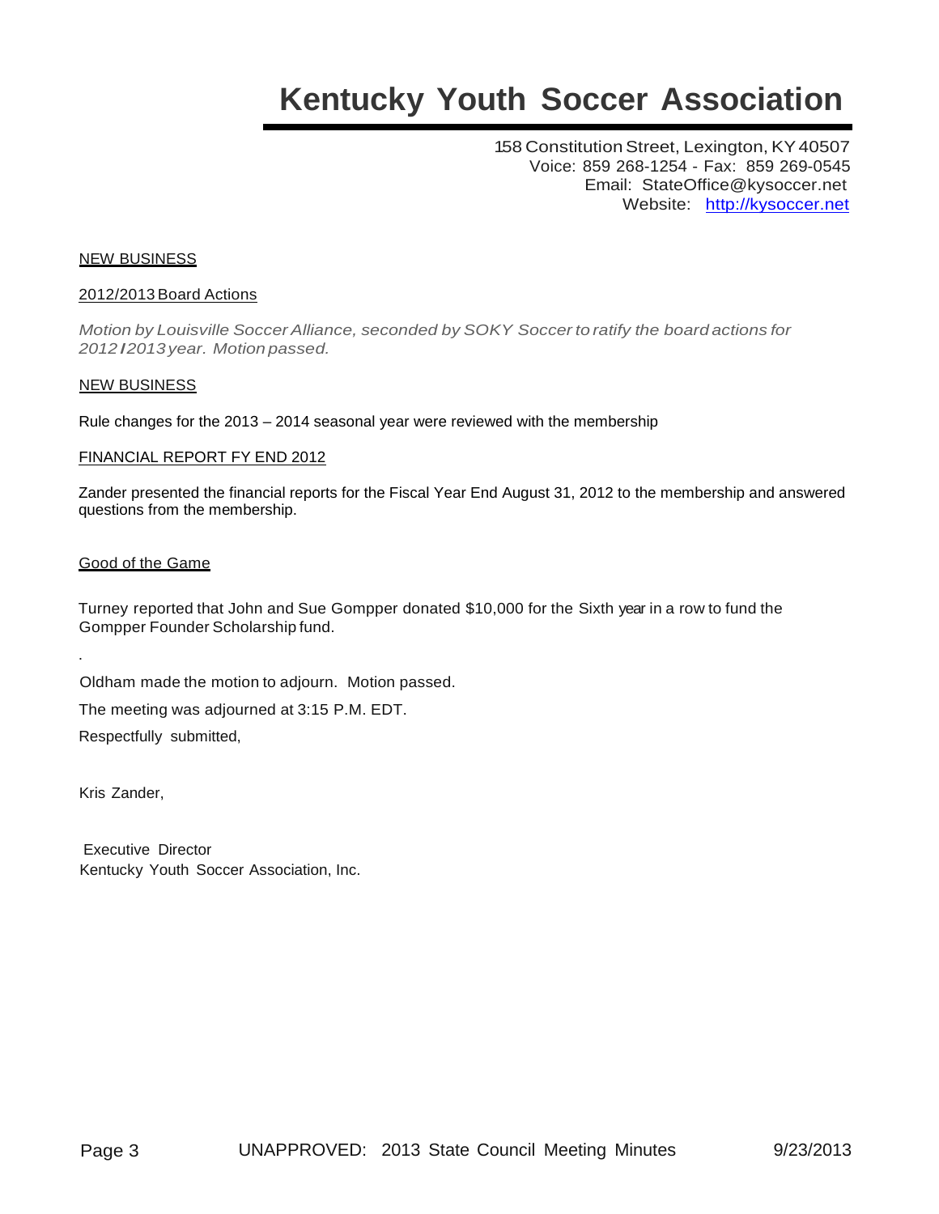# Kentucky Youth Soccer Association

158 Constitution Street, Lexington, KY 40507
Voice: 859 268-1254 - Fax: 859 269-0545
Email: StateOffice@kysoccer.net
Website: [http://kysoccer.net](http://kysoccer.net)

<u>NEW BUSINESS</u>

<u>2012/2013 Board Actions</u>

*Motion by Louisville Soccer Alliance, seconded by SOKY Soccer to ratify the board actions for 2012 / 2013 year. Motion passed.*

<u>NEW BUSINESS</u>

Rule changes for the 2013 – 2014 seasonal year were reviewed with the membership

<u>FINANCIAL REPORT FY END 2012</u>

Zander presented the financial reports for the Fiscal Year End August 31, 2012 to the membership and answered questions from the membership.

<u>Good of the Game</u>

Turney reported that John and Sue Gompper donated $10,000 for the Sixth year in a row to fund the Gompper Founder Scholarship fund.

.

Oldham made the motion to adjourn. Motion passed.

The meeting was adjourned at 3:15 P.M. EDT.

Respectfully submitted,

Kris Zander,

Executive Director
Kentucky Youth Soccer Association, Inc.